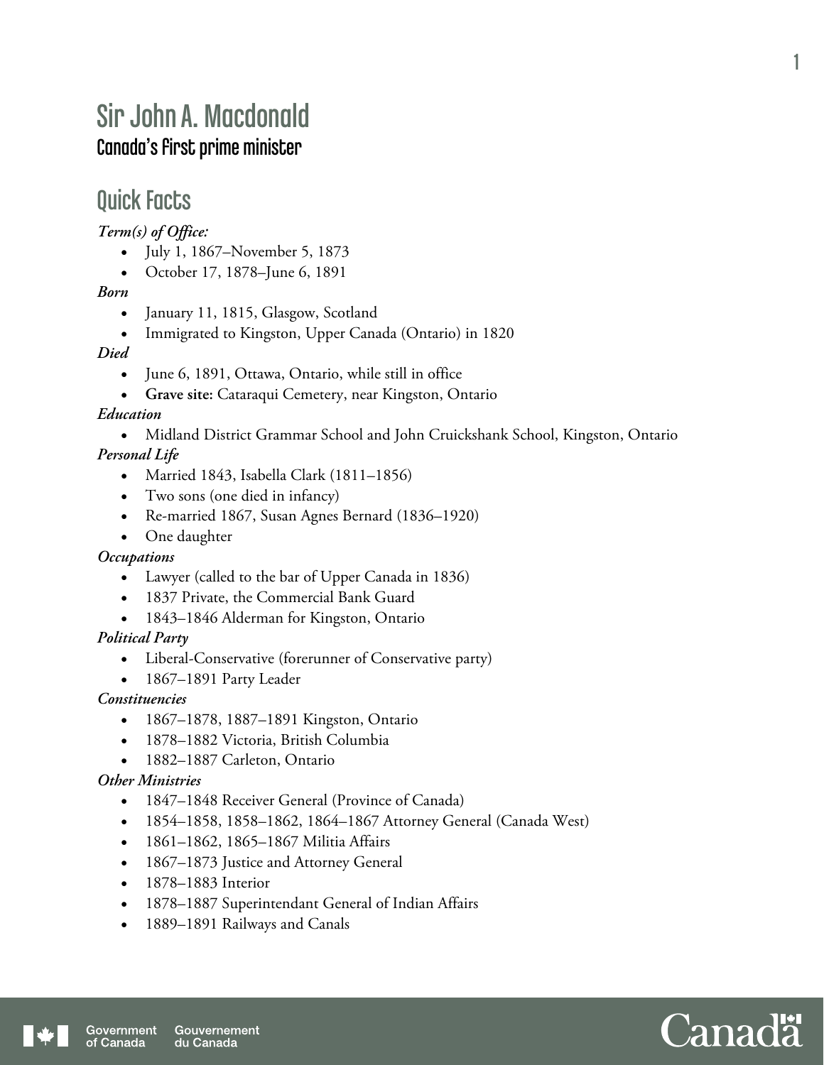# Sir John A. Macdonald

## Canada's first prime minister

## Quick Facts

***Term(s) of Office:***

- July 1, 1867–November 5, 1873
- October 17, 1878–June 6, 1891

***Born***

- January 11, 1815, Glasgow, Scotland
- Immigrated to Kingston, Upper Canada (Ontario) in 1820

***Died***

- June 6, 1891, Ottawa, Ontario, while still in office
- **Grave site:** Cataraqui Cemetery, near Kingston, Ontario

***Education***

- Midland District Grammar School and John Cruickshank School, Kingston, Ontario

***Personal Life***

- Married 1843, Isabella Clark (1811–1856)
- Two sons (one died in infancy)
- Re-married 1867, Susan Agnes Bernard (1836–1920)
- One daughter

***Occupations***

- Lawyer (called to the bar of Upper Canada in 1836)
- 1837 Private, the Commercial Bank Guard
- 1843–1846 Alderman for Kingston, Ontario

***Political Party***

- Liberal-Conservative (forerunner of Conservative party)
- 1867–1891 Party Leader

***Constituencies***

- 1867–1878, 1887–1891 Kingston, Ontario
- 1878–1882 Victoria, British Columbia
- 1882–1887 Carleton, Ontario

***Other Ministries***

- 1847–1848 Receiver General (Province of Canada)
- 1854–1858, 1858–1862, 1864–1867 Attorney General (Canada West)
- 1861–1862, 1865–1867 Militia Affairs
- 1867–1873 Justice and Attorney General
- 1878–1883 Interior
- 1878–1887 Superintendant General of Indian Affairs
- 1889–1891 Railways and Canals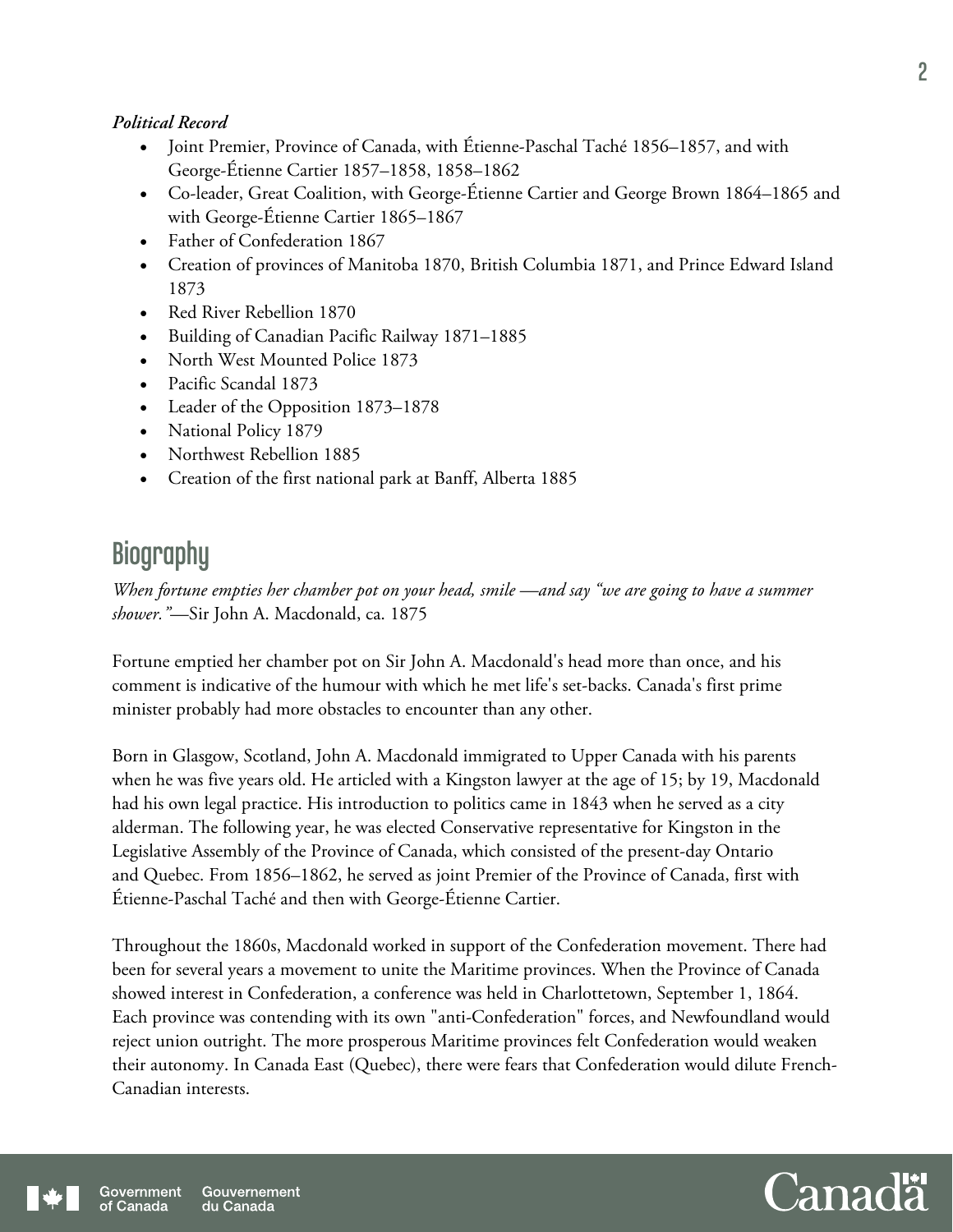***Political Record***

- Joint Premier, Province of Canada, with Étienne-Paschal Taché 1856–1857, and with George-Étienne Cartier 1857–1858, 1858–1862
- Co-leader, Great Coalition, with George-Étienne Cartier and George Brown 1864–1865 and with George-Étienne Cartier 1865–1867
- Father of Confederation 1867
- Creation of provinces of Manitoba 1870, British Columbia 1871, and Prince Edward Island 1873
- Red River Rebellion 1870
- Building of Canadian Pacific Railway 1871–1885
- North West Mounted Police 1873
- Pacific Scandal 1873
- Leader of the Opposition 1873–1878
- National Policy 1879
- Northwest Rebellion 1885
- Creation of the first national park at Banff, Alberta 1885

## Biography

*When fortune empties her chamber pot on your head, smile —and say "we are going to have a summer shower."*—Sir John A. Macdonald, ca. 1875

Fortune emptied her chamber pot on Sir John A. Macdonald's head more than once, and his comment is indicative of the humour with which he met life's set-backs. Canada's first prime minister probably had more obstacles to encounter than any other.

Born in Glasgow, Scotland, John A. Macdonald immigrated to Upper Canada with his parents when he was five years old. He articled with a Kingston lawyer at the age of 15; by 19, Macdonald had his own legal practice. His introduction to politics came in 1843 when he served as a city alderman. The following year, he was elected Conservative representative for Kingston in the Legislative Assembly of the Province of Canada, which consisted of the present-day Ontario and Quebec. From 1856–1862, he served as joint Premier of the Province of Canada, first with Étienne-Paschal Taché and then with George-Étienne Cartier.

Throughout the 1860s, Macdonald worked in support of the Confederation movement. There had been for several years a movement to unite the Maritime provinces. When the Province of Canada showed interest in Confederation, a conference was held in Charlottetown, September 1, 1864. Each province was contending with its own "anti-Confederation" forces, and Newfoundland would reject union outright. The more prosperous Maritime provinces felt Confederation would weaken their autonomy. In Canada East (Quebec), there were fears that Confederation would dilute French-Canadian interests.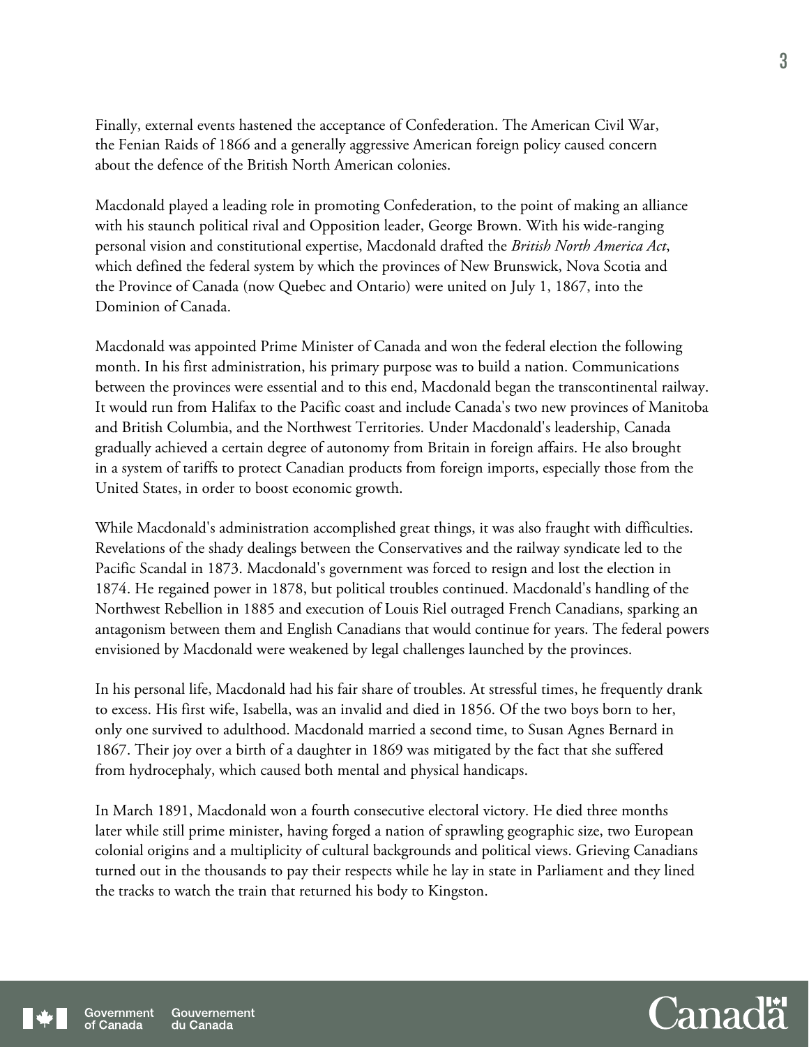Finally, external events hastened the acceptance of Confederation. The American Civil War, the Fenian Raids of 1866 and a generally aggressive American foreign policy caused concern about the defence of the British North American colonies.

Macdonald played a leading role in promoting Confederation, to the point of making an alliance with his staunch political rival and Opposition leader, George Brown. With his wide-ranging personal vision and constitutional expertise, Macdonald drafted the *British North America Act*, which defined the federal system by which the provinces of New Brunswick, Nova Scotia and the Province of Canada (now Quebec and Ontario) were united on July 1, 1867, into the Dominion of Canada.

Macdonald was appointed Prime Minister of Canada and won the federal election the following month. In his first administration, his primary purpose was to build a nation. Communications between the provinces were essential and to this end, Macdonald began the transcontinental railway. It would run from Halifax to the Pacific coast and include Canada's two new provinces of Manitoba and British Columbia, and the Northwest Territories. Under Macdonald's leadership, Canada gradually achieved a certain degree of autonomy from Britain in foreign affairs. He also brought in a system of tariffs to protect Canadian products from foreign imports, especially those from the United States, in order to boost economic growth.

While Macdonald's administration accomplished great things, it was also fraught with difficulties. Revelations of the shady dealings between the Conservatives and the railway syndicate led to the Pacific Scandal in 1873. Macdonald's government was forced to resign and lost the election in 1874. He regained power in 1878, but political troubles continued. Macdonald's handling of the Northwest Rebellion in 1885 and execution of Louis Riel outraged French Canadians, sparking an antagonism between them and English Canadians that would continue for years. The federal powers envisioned by Macdonald were weakened by legal challenges launched by the provinces.

In his personal life, Macdonald had his fair share of troubles. At stressful times, he frequently drank to excess. His first wife, Isabella, was an invalid and died in 1856. Of the two boys born to her, only one survived to adulthood. Macdonald married a second time, to Susan Agnes Bernard in 1867. Their joy over a birth of a daughter in 1869 was mitigated by the fact that she suffered from hydrocephaly, which caused both mental and physical handicaps.

In March 1891, Macdonald won a fourth consecutive electoral victory. He died three months later while still prime minister, having forged a nation of sprawling geographic size, two European colonial origins and a multiplicity of cultural backgrounds and political views. Grieving Canadians turned out in the thousands to pay their respects while he lay in state in Parliament and they lined the tracks to watch the train that returned his body to Kingston.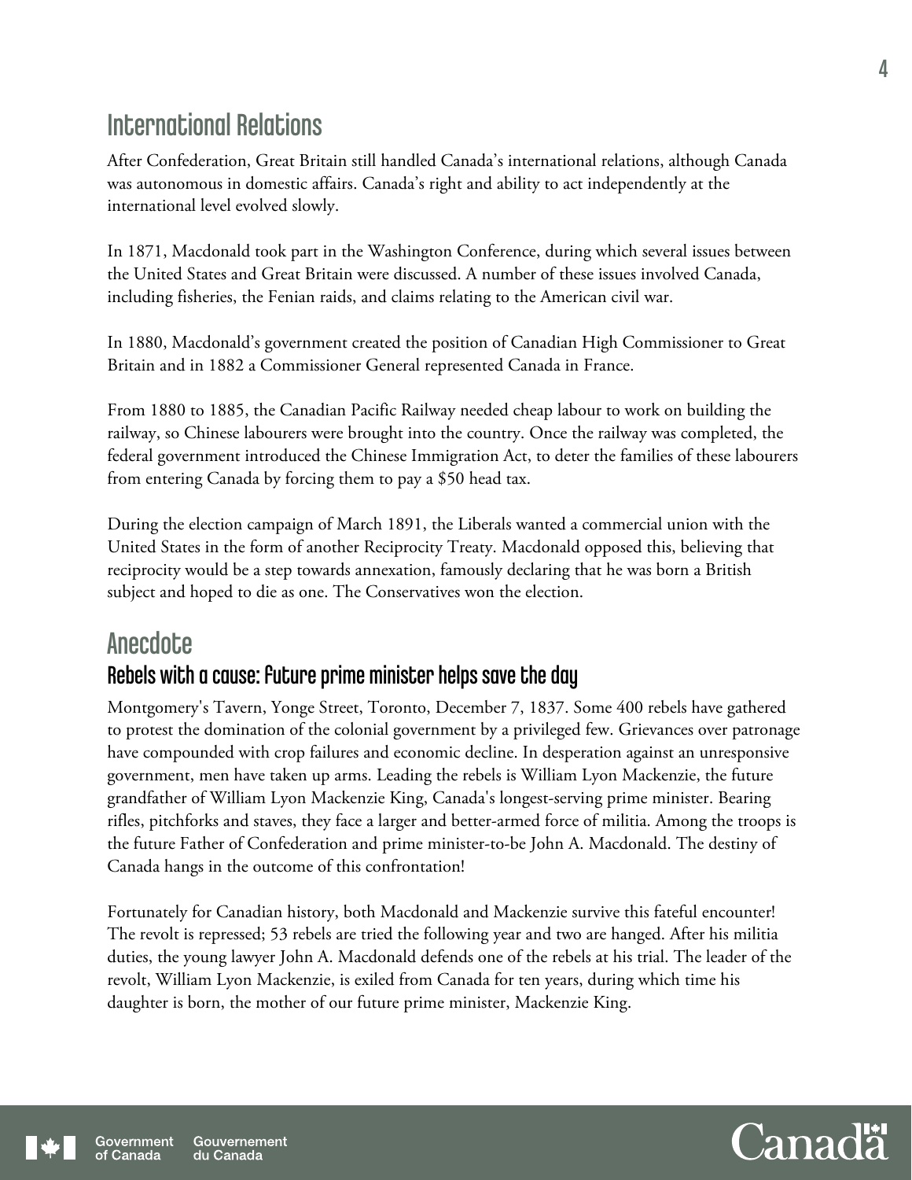## International Relations

After Confederation, Great Britain still handled Canada's international relations, although Canada was autonomous in domestic affairs. Canada's right and ability to act independently at the international level evolved slowly.

In 1871, Macdonald took part in the Washington Conference, during which several issues between the United States and Great Britain were discussed. A number of these issues involved Canada, including fisheries, the Fenian raids, and claims relating to the American civil war.

In 1880, Macdonald's government created the position of Canadian High Commissioner to Great Britain and in 1882 a Commissioner General represented Canada in France.

From 1880 to 1885, the Canadian Pacific Railway needed cheap labour to work on building the railway, so Chinese labourers were brought into the country. Once the railway was completed, the federal government introduced the Chinese Immigration Act, to deter the families of these labourers from entering Canada by forcing them to pay a $50 head tax.

During the election campaign of March 1891, the Liberals wanted a commercial union with the United States in the form of another Reciprocity Treaty. Macdonald opposed this, believing that reciprocity would be a step towards annexation, famously declaring that he was born a British subject and hoped to die as one. The Conservatives won the election.

## Anecdote

### Rebels with a cause: Future prime minister helps save the day

Montgomery's Tavern, Yonge Street, Toronto, December 7, 1837. Some 400 rebels have gathered to protest the domination of the colonial government by a privileged few. Grievances over patronage have compounded with crop failures and economic decline. In desperation against an unresponsive government, men have taken up arms. Leading the rebels is William Lyon Mackenzie, the future grandfather of William Lyon Mackenzie King, Canada's longest-serving prime minister. Bearing rifles, pitchforks and staves, they face a larger and better-armed force of militia. Among the troops is the future Father of Confederation and prime minister-to-be John A. Macdonald. The destiny of Canada hangs in the outcome of this confrontation!

Fortunately for Canadian history, both Macdonald and Mackenzie survive this fateful encounter! The revolt is repressed; 53 rebels are tried the following year and two are hanged. After his militia duties, the young lawyer John A. Macdonald defends one of the rebels at his trial. The leader of the revolt, William Lyon Mackenzie, is exiled from Canada for ten years, during which time his daughter is born, the mother of our future prime minister, Mackenzie King.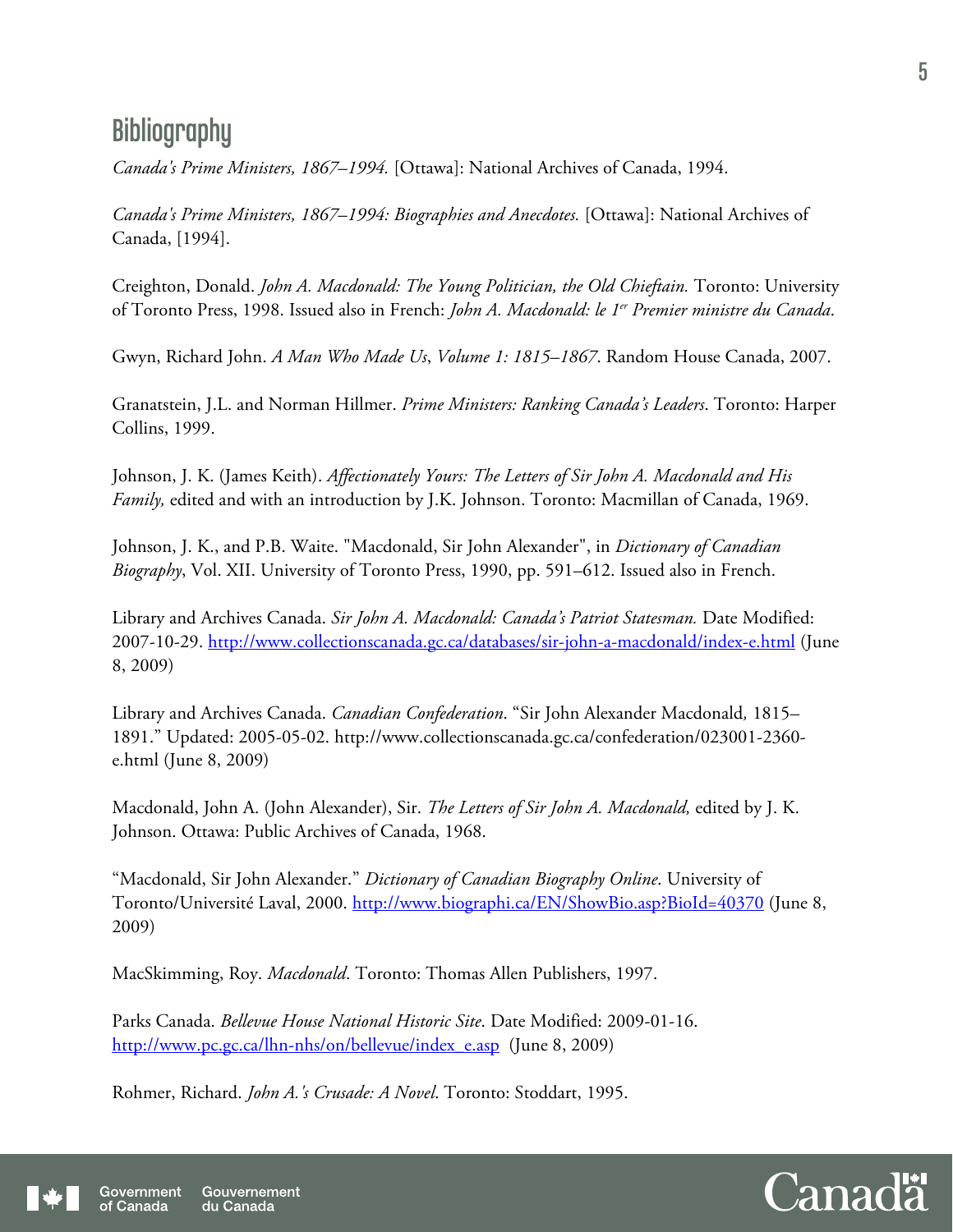## Bibliography

*Canada's Prime Ministers, 1867–1994.* [Ottawa]: National Archives of Canada, 1994.

*Canada's Prime Ministers, 1867–1994: Biographies and Anecdotes.* [Ottawa]: National Archives of Canada, [1994].

Creighton, Donald. *John A. Macdonald: The Young Politician, the Old Chieftain.* Toronto: University of Toronto Press, 1998. Issued also in French: *John A. Macdonald: le 1er Premier ministre du Canada*.

Gwyn, Richard John. *A Man Who Made Us*, *Volume 1: 1815–1867*. Random House Canada, 2007.

Granatstein, J.L. and Norman Hillmer. *Prime Ministers: Ranking Canada's Leaders*. Toronto: Harper Collins, 1999.

Johnson, J. K. (James Keith). *Affectionately Yours: The Letters of Sir John A. Macdonald and His Family,* edited and with an introduction by J.K. Johnson. Toronto: Macmillan of Canada, 1969.

Johnson, J. K., and P.B. Waite. "Macdonald, Sir John Alexander", in *Dictionary of Canadian Biography*, Vol. XII. University of Toronto Press, 1990, pp. 591–612. Issued also in French.

Library and Archives Canada. *Sir John A. Macdonald: Canada's Patriot Statesman.* Date Modified: 2007-10-29. http://www.collectionscanada.gc.ca/databases/sir-john-a-macdonald/index-e.html (June 8, 2009)

Library and Archives Canada. *Canadian Confederation*. "Sir John Alexander Macdonald, 1815–1891." Updated: 2005-05-02. http://www.collectionscanada.gc.ca/confederation/023001-2360-e.html (June 8, 2009)

Macdonald, John A. (John Alexander), Sir. *The Letters of Sir John A. Macdonald,* edited by J. K. Johnson. Ottawa: Public Archives of Canada, 1968.

"Macdonald, Sir John Alexander." *Dictionary of Canadian Biography Online*. University of Toronto/Université Laval, 2000. http://www.biographi.ca/EN/ShowBio.asp?BioId=40370 (June 8, 2009)

MacSkimming, Roy. *Macdonald*. Toronto: Thomas Allen Publishers, 1997.

Parks Canada. *Bellevue House National Historic Site*. Date Modified: 2009-01-16. http://www.pc.gc.ca/lhn-nhs/on/bellevue/index_e.asp (June 8, 2009)

Rohmer, Richard. *John A.'s Crusade: A Novel*. Toronto: Stoddart, 1995.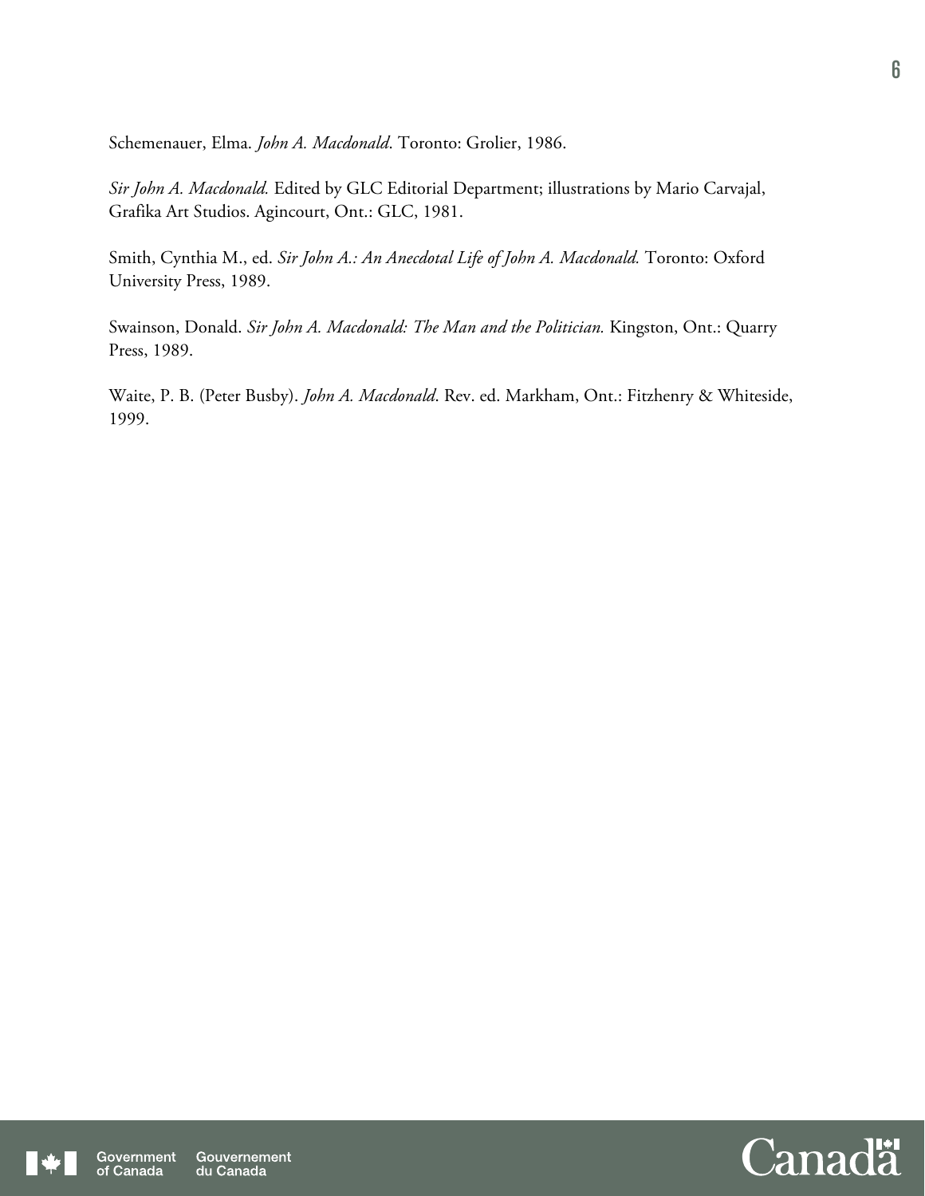Schemenauer, Elma. *John A. Macdonald*. Toronto: Grolier, 1986.

*Sir John A. Macdonald.* Edited by GLC Editorial Department; illustrations by Mario Carvajal, Grafika Art Studios. Agincourt, Ont.: GLC, 1981.

Smith, Cynthia M., ed. *Sir John A.: An Anecdotal Life of John A. Macdonald.* Toronto: Oxford University Press, 1989.

Swainson, Donald. *Sir John A. Macdonald: The Man and the Politician.* Kingston, Ont.: Quarry Press, 1989.

Waite, P. B. (Peter Busby). *John A. Macdonald*. Rev. ed. Markham, Ont.: Fitzhenry & Whiteside, 1999.